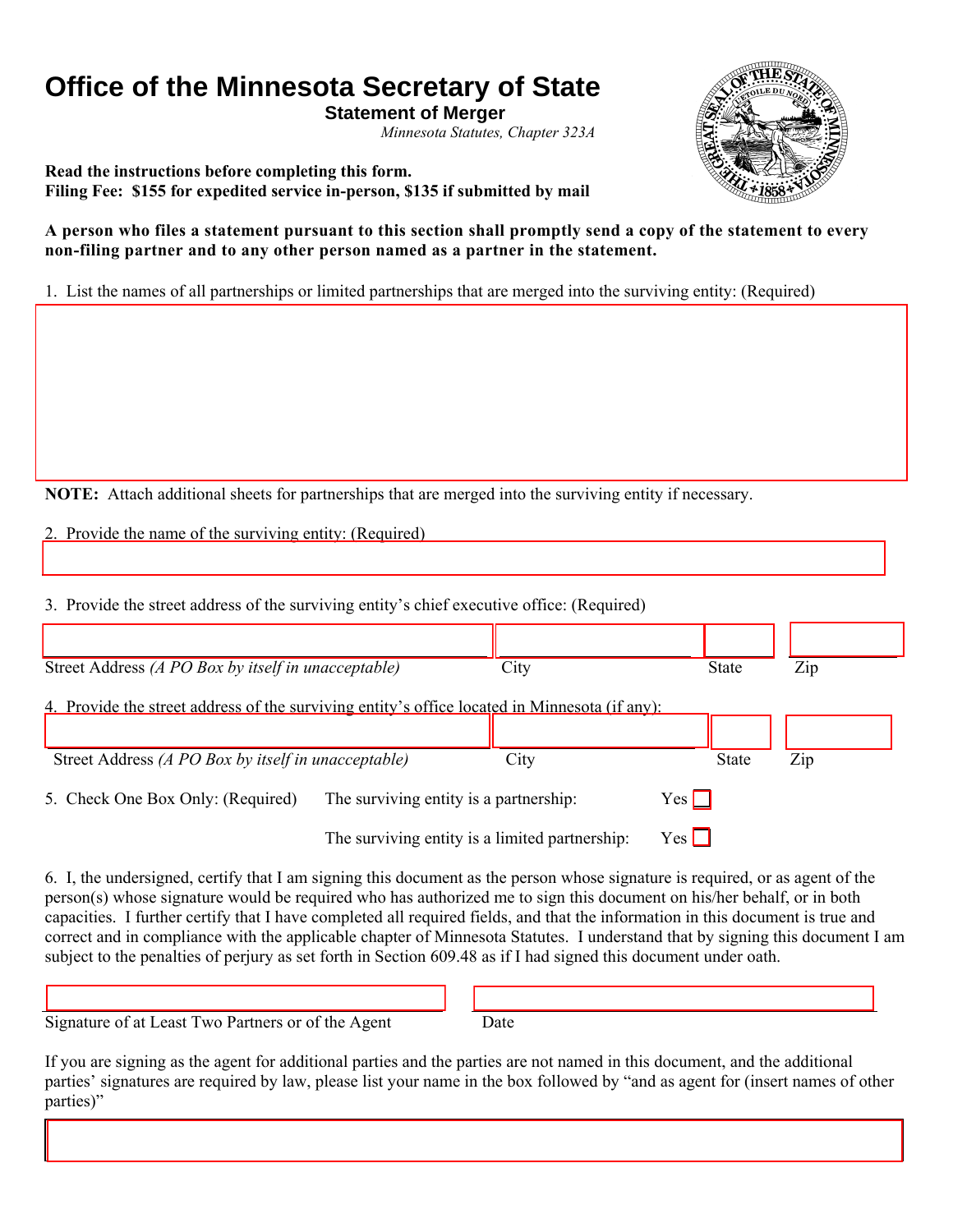# Office of the Minnesota Secretary of State

## Statement of Merger

*Minnesota Statutes, Chapter 323A*

**Read the instructions before completing this form.**
**Filing Fee: $155 for expedited service in-person, $135 if submitted by mail**

**A person who files a statement pursuant to this section shall promptly send a copy of the statement to every non-filing partner and to any other person named as a partner in the statement.**

1. List the names of all partnerships or limited partnerships that are merged into the surviving entity: (Required)

**NOTE:** Attach additional sheets for partnerships that are merged into the surviving entity if necessary.

2. Provide the name of the surviving entity: (Required)

3. Provide the street address of the surviving entity's chief executive office: (Required)

Street Address *(A PO Box by itself in unacceptable)* City State Zip

4. Provide the street address of the surviving entity's office located in Minnesota (if any):

Street Address *(A PO Box by itself in unacceptable)* City State Zip

5. Check One Box Only: (Required)

The surviving entity is a partnership: Yes ☐

The surviving entity is a limited partnership: Yes ☐

6. I, the undersigned, certify that I am signing this document as the person whose signature is required, or as agent of the person(s) whose signature would be required who has authorized me to sign this document on his/her behalf, or in both capacities. I further certify that I have completed all required fields, and that the information in this document is true and correct and in compliance with the applicable chapter of Minnesota Statutes. I understand that by signing this document I am subject to the penalties of perjury as set forth in Section 609.48 as if I had signed this document under oath.

Signature of at Least Two Partners or of the Agent Date

If you are signing as the agent for additional parties and the parties are not named in this document, and the additional parties' signatures are required by law, please list your name in the box followed by "and as agent for (insert names of other parties)"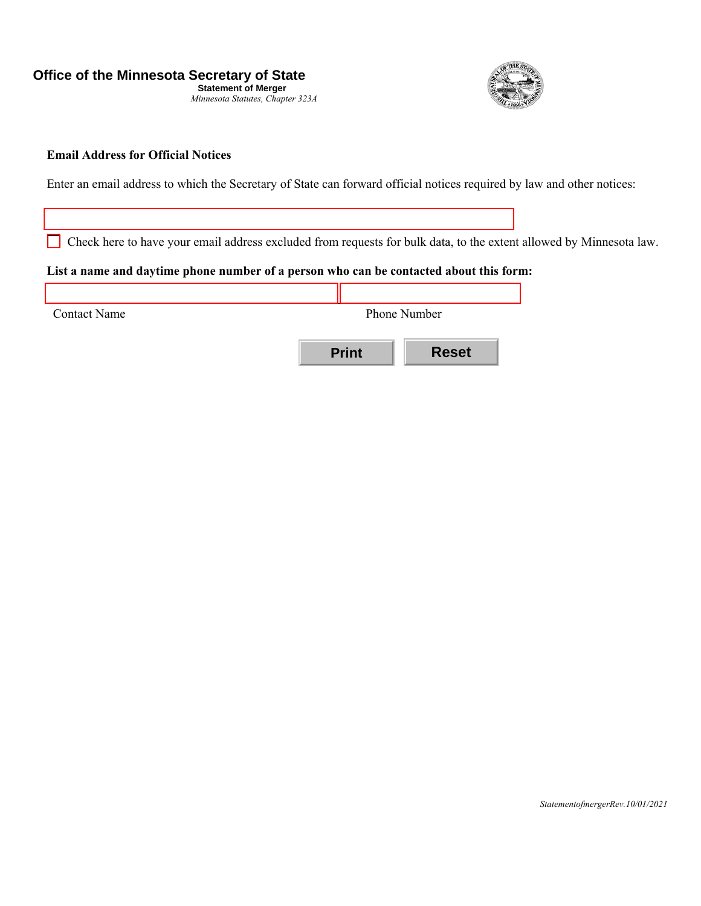# Office of the Minnesota Secretary of State

**Statement of Merger**

*Minnesota Statutes, Chapter 323A*

**Email Address for Official Notices**

Enter an email address to which the Secretary of State can forward official notices required by law and other notices:

______________________________________________

☐ Check here to have your email address excluded from requests for bulk data, to the extent allowed by Minnesota law.

**List a name and daytime phone number of a person who can be contacted about this form:**

| Contact Name | Phone Number |
| --- | --- |
| | |

Print | Reset

*StatementofmergerRev.10/01/2021*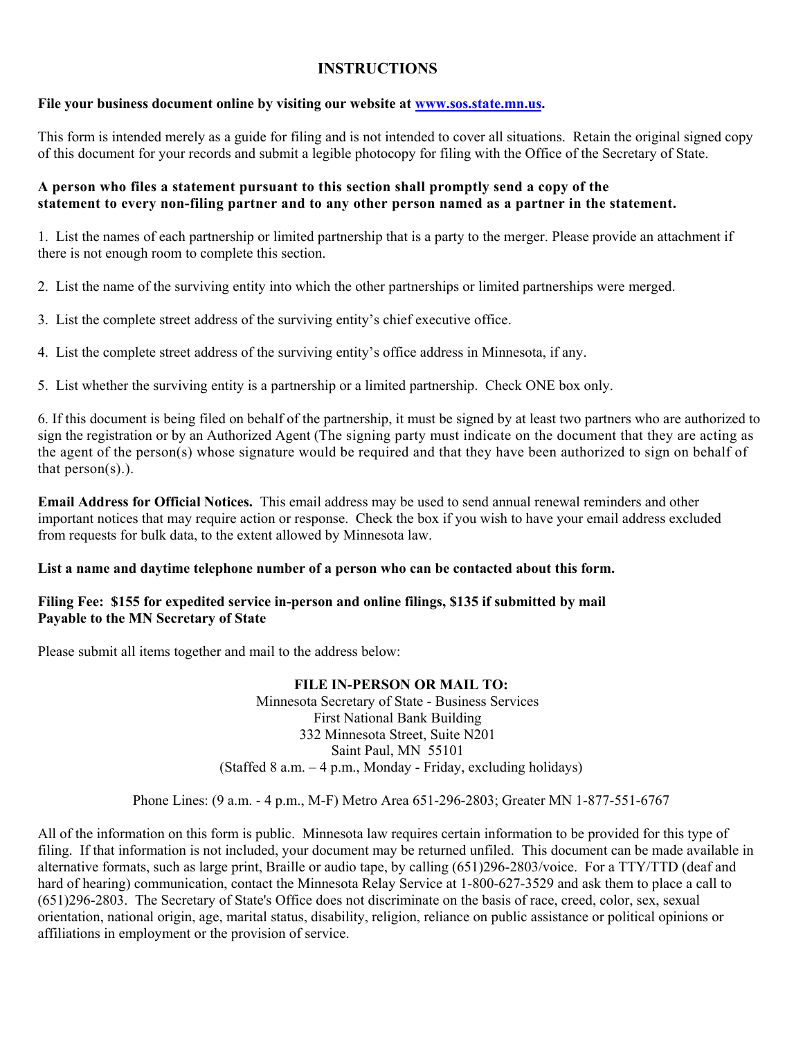## INSTRUCTIONS

**File your business document online by visiting our website at [www.sos.state.mn.us](www.sos.state.mn.us).**

This form is intended merely as a guide for filing and is not intended to cover all situations. Retain the original signed copy of this document for your records and submit a legible photocopy for filing with the Office of the Secretary of State.

**A person who files a statement pursuant to this section shall promptly send a copy of the statement to every non-filing partner and to any other person named as a partner in the statement.**

1. List the names of each partnership or limited partnership that is a party to the merger. Please provide an attachment if there is not enough room to complete this section.

2. List the name of the surviving entity into which the other partnerships or limited partnerships were merged.

3. List the complete street address of the surviving entity's chief executive office.

4. List the complete street address of the surviving entity's office address in Minnesota, if any.

5. List whether the surviving entity is a partnership or a limited partnership. Check ONE box only.

6. If this document is being filed on behalf of the partnership, it must be signed by at least two partners who are authorized to sign the registration or by an Authorized Agent (The signing party must indicate on the document that they are acting as the agent of the person(s) whose signature would be required and that they have been authorized to sign on behalf of that person(s).).

**Email Address for Official Notices.** This email address may be used to send annual renewal reminders and other important notices that may require action or response. Check the box if you wish to have your email address excluded from requests for bulk data, to the extent allowed by Minnesota law.

**List a name and daytime telephone number of a person who can be contacted about this form.**

**Filing Fee: $155 for expedited service in-person and online filings, $135 if submitted by mail**
**Payable to the MN Secretary of State**

Please submit all items together and mail to the address below:

**FILE IN-PERSON OR MAIL TO:**
Minnesota Secretary of State - Business Services
First National Bank Building
332 Minnesota Street, Suite N201
Saint Paul, MN 55101
(Staffed 8 a.m. – 4 p.m., Monday - Friday, excluding holidays)

Phone Lines: (9 a.m. - 4 p.m., M-F) Metro Area 651-296-2803; Greater MN 1-877-551-6767

All of the information on this form is public. Minnesota law requires certain information to be provided for this type of filing. If that information is not included, your document may be returned unfiled. This document can be made available in alternative formats, such as large print, Braille or audio tape, by calling (651)296-2803/voice. For a TTY/TTD (deaf and hard of hearing) communication, contact the Minnesota Relay Service at 1-800-627-3529 and ask them to place a call to (651)296-2803. The Secretary of State's Office does not discriminate on the basis of race, creed, color, sex, sexual orientation, national origin, age, marital status, disability, religion, reliance on public assistance or political opinions or affiliations in employment or the provision of service.